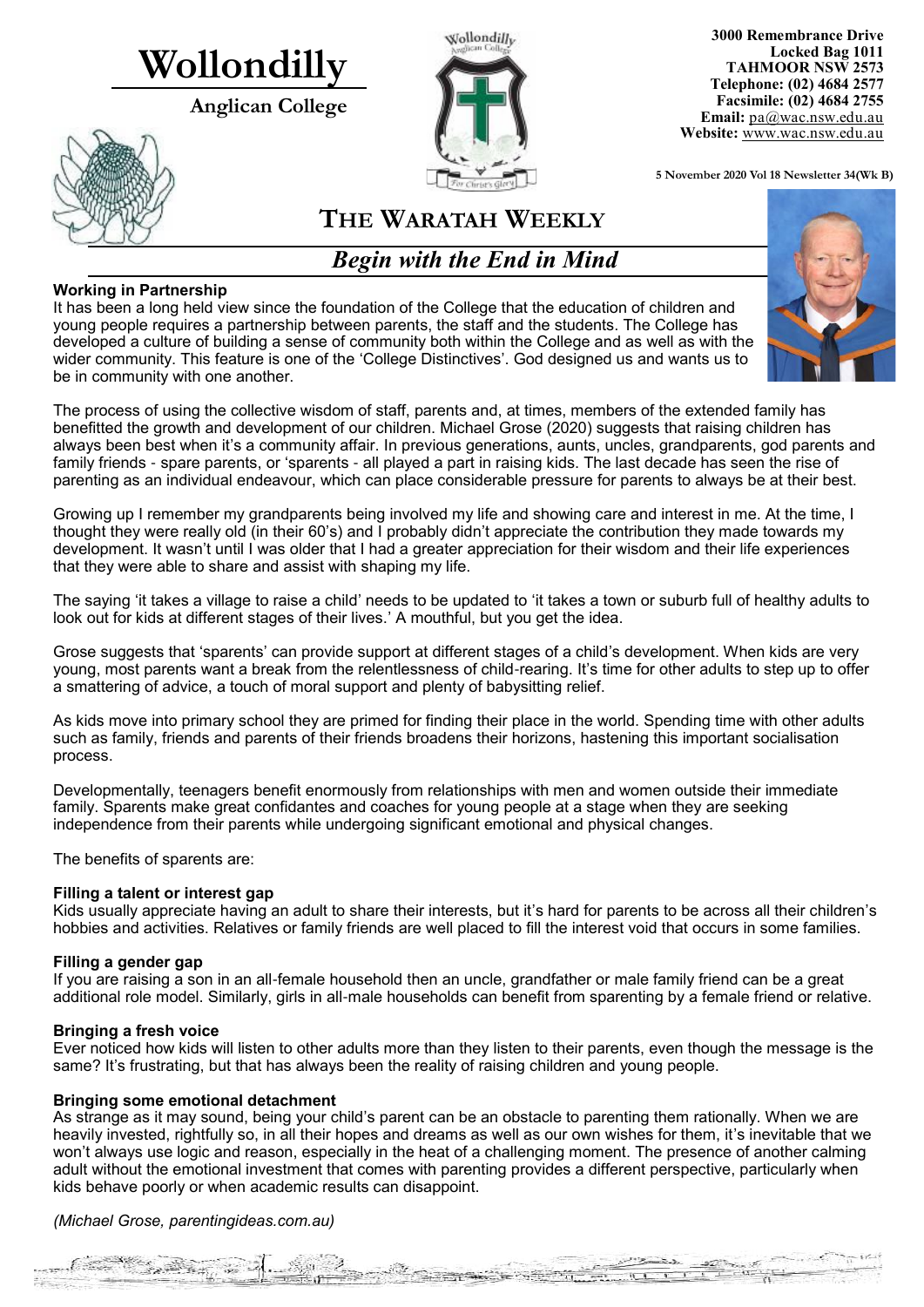# Wollondilly

**Anglican College**

**3000 Remembrance Drive**
**Locked Bag 1011**
**TAHMOOR NSW 2573**
**Telephone: (02) 4684 2577**
**Facsimile: (02) 4684 2755**
**Email:** pa@wac.nsw.edu.au
**Website:** www.wac.nsw.edu.au

**5 November 2020 Vol 18 Newsletter 34(Wk B)**

## THE WARATAH WEEKLY

## *Begin with the End in Mind*

**Working in Partnership**

It has been a long held view since the foundation of the College that the education of children and young people requires a partnership between parents, the staff and the students. The College has developed a culture of building a sense of community both within the College and as well as with the wider community. This feature is one of the 'College Distinctives'. God designed us and wants us to be in community with one another.

The process of using the collective wisdom of staff, parents and, at times, members of the extended family has benefitted the growth and development of our children. Michael Grose (2020) suggests that raising children has always been best when it's a community affair. In previous generations, aunts, uncles, grandparents, god parents and family friends - spare parents, or 'sparents - all played a part in raising kids. The last decade has seen the rise of parenting as an individual endeavour, which can place considerable pressure for parents to always be at their best.

Growing up I remember my grandparents being involved my life and showing care and interest in me. At the time, I thought they were really old (in their 60's) and I probably didn't appreciate the contribution they made towards my development. It wasn't until I was older that I had a greater appreciation for their wisdom and their life experiences that they were able to share and assist with shaping my life.

The saying 'it takes a village to raise a child' needs to be updated to 'it takes a town or suburb full of healthy adults to look out for kids at different stages of their lives.' A mouthful, but you get the idea.

Grose suggests that 'sparents' can provide support at different stages of a child's development. When kids are very young, most parents want a break from the relentlessness of child-rearing. It's time for other adults to step up to offer a smattering of advice, a touch of moral support and plenty of babysitting relief.

As kids move into primary school they are primed for finding their place in the world. Spending time with other adults such as family, friends and parents of their friends broadens their horizons, hastening this important socialisation process.

Developmentally, teenagers benefit enormously from relationships with men and women outside their immediate family. Sparents make great confidantes and coaches for young people at a stage when they are seeking independence from their parents while undergoing significant emotional and physical changes.

The benefits of sparents are:

**Filling a talent or interest gap**

Kids usually appreciate having an adult to share their interests, but it's hard for parents to be across all their children's hobbies and activities. Relatives or family friends are well placed to fill the interest void that occurs in some families.

**Filling a gender gap**

If you are raising a son in an all-female household then an uncle, grandfather or male family friend can be a great additional role model. Similarly, girls in all-male households can benefit from sparenting by a female friend or relative.

**Bringing a fresh voice**

Ever noticed how kids will listen to other adults more than they listen to their parents, even though the message is the same? It's frustrating, but that has always been the reality of raising children and young people.

**Bringing some emotional detachment**

As strange as it may sound, being your child's parent can be an obstacle to parenting them rationally. When we are heavily invested, rightfully so, in all their hopes and dreams as well as our own wishes for them, it's inevitable that we won't always use logic and reason, especially in the heat of a challenging moment. The presence of another calming adult without the emotional investment that comes with parenting provides a different perspective, particularly when kids behave poorly or when academic results can disappoint.

*(Michael Grose, parentingideas.com.au)*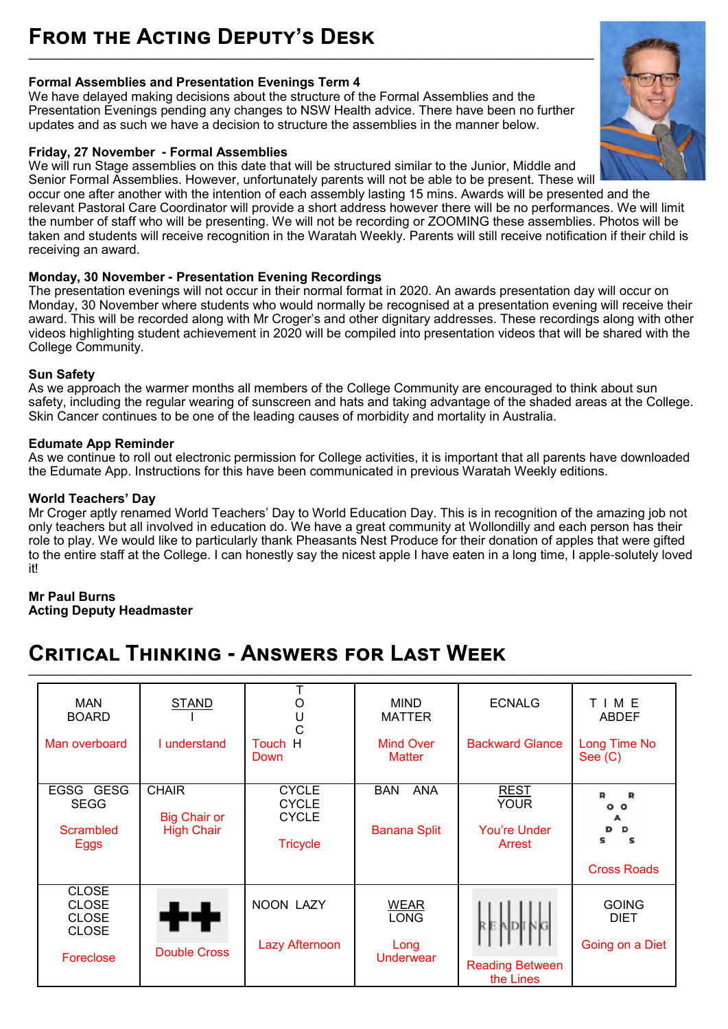## From the Acting Deputy's Desk

**Formal Assemblies and Presentation Evenings Term 4**
We have delayed making decisions about the structure of the Formal Assemblies and the Presentation Evenings pending any changes to NSW Health advice. There have been no further updates and as such we have a decision to structure the assemblies in the manner below.

**Friday, 27 November - Formal Assemblies**
We will run Stage assemblies on this date that will be structured similar to the Junior, Middle and Senior Formal Assemblies. However, unfortunately parents will not be able to be present. These will occur one after another with the intention of each assembly lasting 15 mins. Awards will be presented and the relevant Pastoral Care Coordinator will provide a short address however there will be no performances. We will limit the number of staff who will be presenting. We will not be recording or ZOOMING these assemblies. Photos will be taken and students will receive recognition in the Waratah Weekly. Parents will still receive notification if their child is receiving an award.

**Monday, 30 November - Presentation Evening Recordings**
The presentation evenings will not occur in their normal format in 2020. An awards presentation day will occur on Monday, 30 November where students who would normally be recognised at a presentation evening will receive their award. This will be recorded along with Mr Croger's and other dignitary addresses. These recordings along with other videos highlighting student achievement in 2020 will be compiled into presentation videos that will be shared with the College Community.

**Sun Safety**
As we approach the warmer months all members of the College Community are encouraged to think about sun safety, including the regular wearing of sunscreen and hats and taking advantage of the shaded areas at the College. Skin Cancer continues to be one of the leading causes of morbidity and mortality in Australia.

**Edumate App Reminder**
As we continue to roll out electronic permission for College activities, it is important that all parents have downloaded the Edumate App. Instructions for this have been communicated in previous Waratah Weekly editions.

**World Teachers' Day**
Mr Croger aptly renamed World Teachers' Day to World Education Day. This is in recognition of the amazing job not only teachers but all involved in education do. We have a great community at Wollondilly and each person has their role to play. We would like to particularly thank Pheasants Nest Produce for their donation of apples that were gifted to the entire staff at the College. I can honestly say the nicest apple I have eaten in a long time, I apple-solutely loved it!

**Mr Paul Burns**
**Acting Deputy Headmaster**

## Critical Thinking - Answers for Last Week

| | | | | | |
|---|---|---|---|---|---|
| MAN BOARD — Man overboard | STAND / I — I understand | TOUCH (vertical) H — Touch Down | MIND MATTER — Mind Over Matter | ECNALG — Backward Glance | T I M E ABDEF — Long Time No See (C) |
| EGSG GESG SEGG — Scrambled Eggs | CHAIR — Big Chair or High Chair | CYCLE CYCLE CYCLE — Tricycle | BAN ANA — Banana Split | REST / YOUR — You're Under Arrest | R R O O A D D S S — Cross Roads |
| CLOSE CLOSE CLOSE CLOSE — Foreclose | ++ — Double Cross | NOON LAZY — Lazy Afternoon | WEAR / LONG — Long Underwear | \|R\|E\|A\|D\|I\|N\|G\| — Reading Between the Lines | GOING DIET — Going on a Diet |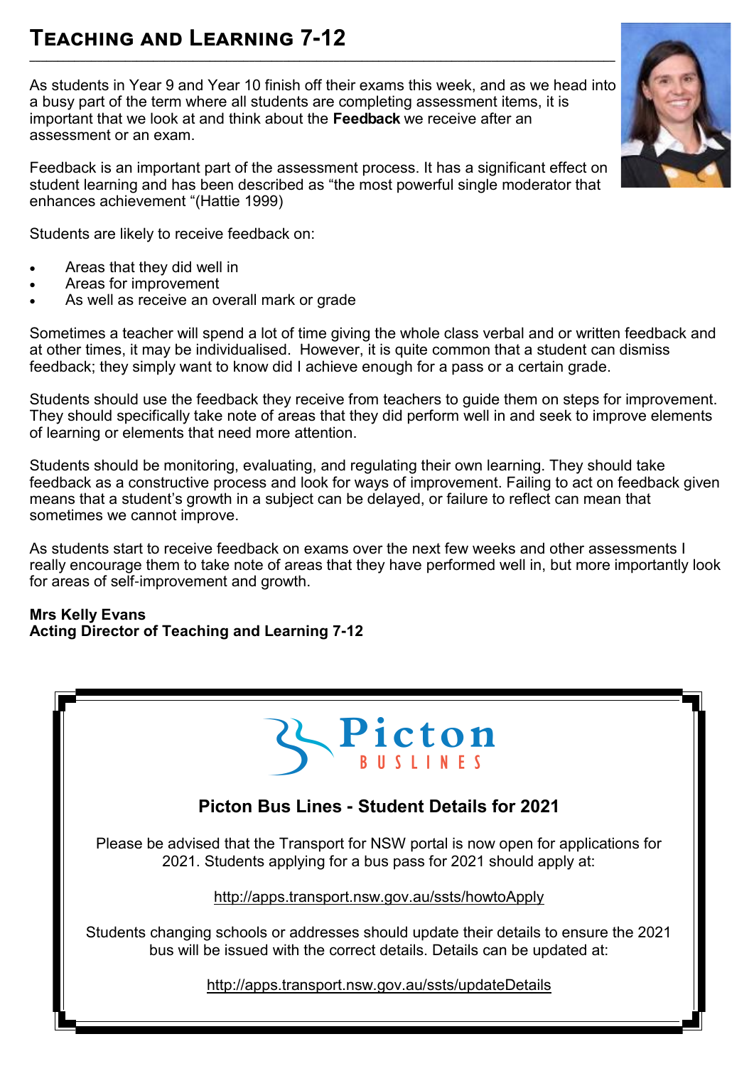# Teaching and Learning 7-12

As students in Year 9 and Year 10 finish off their exams this week, and as we head into a busy part of the term where all students are completing assessment items, it is important that we look at and think about the **Feedback** we receive after an assessment or an exam.

Feedback is an important part of the assessment process. It has a significant effect on student learning and has been described as "the most powerful single moderator that enhances achievement "(Hattie 1999)

Students are likely to receive feedback on:

- Areas that they did well in
- Areas for improvement
- As well as receive an overall mark or grade

Sometimes a teacher will spend a lot of time giving the whole class verbal and or written feedback and at other times, it may be individualised. However, it is quite common that a student can dismiss feedback; they simply want to know did I achieve enough for a pass or a certain grade.

Students should use the feedback they receive from teachers to guide them on steps for improvement. They should specifically take note of areas that they did perform well in and seek to improve elements of learning or elements that need more attention.

Students should be monitoring, evaluating, and regulating their own learning. They should take feedback as a constructive process and look for ways of improvement. Failing to act on feedback given means that a student's growth in a subject can be delayed, or failure to reflect can mean that sometimes we cannot improve.

As students start to receive feedback on exams over the next few weeks and other assessments I really encourage them to take note of areas that they have performed well in, but more importantly look for areas of self-improvement and growth.

**Mrs Kelly Evans**
**Acting Director of Teaching and Learning 7-12**

Picton BUSLINES

## Picton Bus Lines - Student Details for 2021

Please be advised that the Transport for NSW portal is now open for applications for 2021. Students applying for a bus pass for 2021 should apply at:

http://apps.transport.nsw.gov.au/ssts/howtoApply

Students changing schools or addresses should update their details to ensure the 2021 bus will be issued with the correct details. Details can be updated at:

http://apps.transport.nsw.gov.au/ssts/updateDetails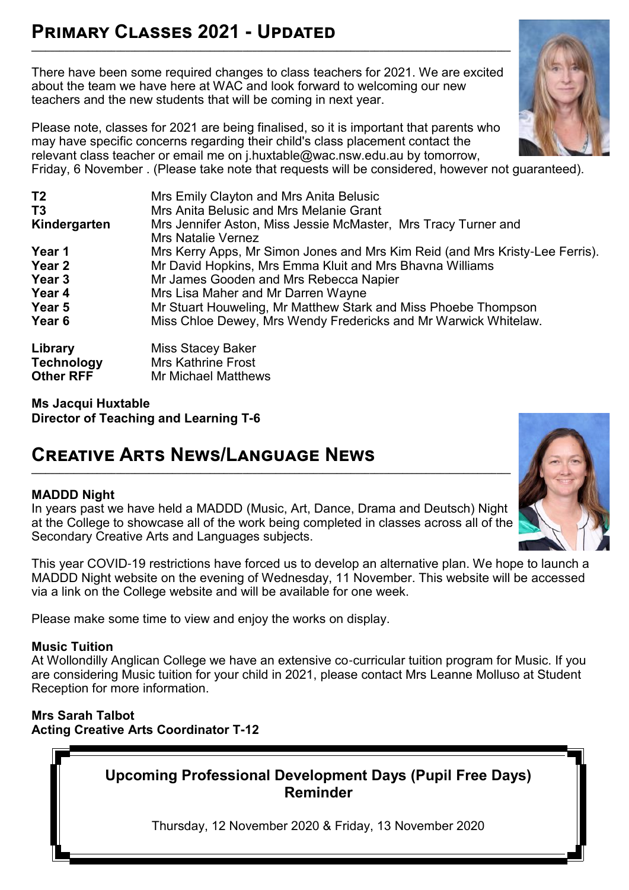## Primary Classes 2021 - Updated

There have been some required changes to class teachers for 2021. We are excited about the team we have here at WAC and look forward to welcoming our new teachers and the new students that will be coming in next year.

Please note, classes for 2021 are being finalised, so it is important that parents who may have specific concerns regarding their child's class placement contact the relevant class teacher or email me on j.huxtable@wac.nsw.edu.au by tomorrow, Friday, 6 November . (Please take note that requests will be considered, however not guaranteed).

| | |
|---|---|
| **T2** | Mrs Emily Clayton and Mrs Anita Belusic |
| **T3** | Mrs Anita Belusic and Mrs Melanie Grant |
| **Kindergarten** | Mrs Jennifer Aston, Miss Jessie McMaster, Mrs Tracy Turner and Mrs Natalie Vernez |
| **Year 1** | Mrs Kerry Apps, Mr Simon Jones and Mrs Kim Reid (and Mrs Kristy-Lee Ferris). |
| **Year 2** | Mr David Hopkins, Mrs Emma Kluit and Mrs Bhavna Williams |
| **Year 3** | Mr James Gooden and Mrs Rebecca Napier |
| **Year 4** | Mrs Lisa Maher and Mr Darren Wayne |
| **Year 5** | Mr Stuart Houweling, Mr Matthew Stark and Miss Phoebe Thompson |
| **Year 6** | Miss Chloe Dewey, Mrs Wendy Fredericks and Mr Warwick Whitelaw. |
| **Library** | Miss Stacey Baker |
| **Technology** | Mrs Kathrine Frost |
| **Other RFF** | Mr Michael Matthews |

**Ms Jacqui Huxtable**
**Director of Teaching and Learning T-6**

## Creative Arts News/Language News

**MADDD Night**
In years past we have held a MADDD (Music, Art, Dance, Drama and Deutsch) Night at the College to showcase all of the work being completed in classes across all of the Secondary Creative Arts and Languages subjects.

This year COVID-19 restrictions have forced us to develop an alternative plan. We hope to launch a MADDD Night website on the evening of Wednesday, 11 November. This website will be accessed via a link on the College website and will be available for one week.

Please make some time to view and enjoy the works on display.

**Music Tuition**
At Wollondilly Anglican College we have an extensive co-curricular tuition program for Music. If you are considering Music tuition for your child in 2021, please contact Mrs Leanne Molluso at Student Reception for more information.

**Mrs Sarah Talbot**
**Acting Creative Arts Coordinator T-12**

**Upcoming Professional Development Days (Pupil Free Days) Reminder**

Thursday, 12 November 2020 & Friday, 13 November 2020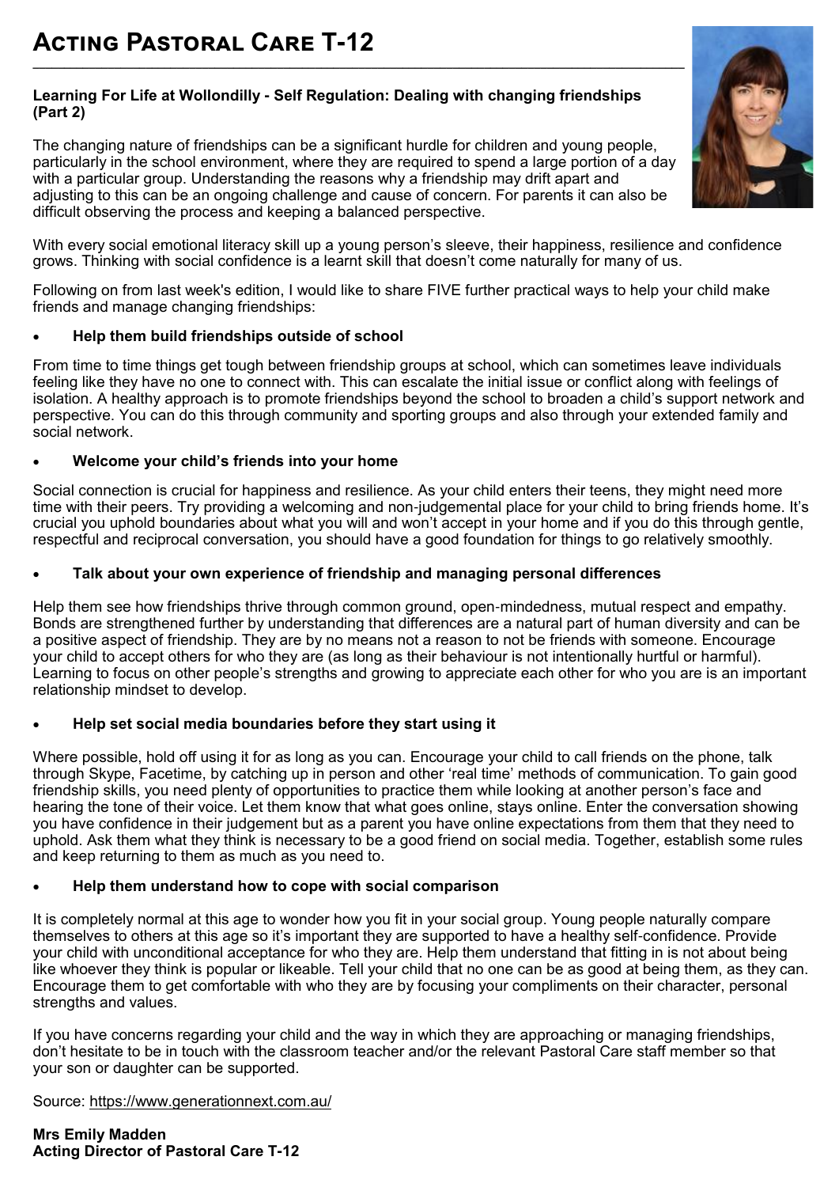# Acting Pastoral Care T-12

**Learning For Life at Wollondilly - Self Regulation: Dealing with changing friendships (Part 2)**

The changing nature of friendships can be a significant hurdle for children and young people, particularly in the school environment, where they are required to spend a large portion of a day with a particular group. Understanding the reasons why a friendship may drift apart and adjusting to this can be an ongoing challenge and cause of concern. For parents it can also be difficult observing the process and keeping a balanced perspective.

With every social emotional literacy skill up a young person's sleeve, their happiness, resilience and confidence grows. Thinking with social confidence is a learnt skill that doesn't come naturally for many of us.

Following on from last week's edition, I would like to share FIVE further practical ways to help your child make friends and manage changing friendships:

- **Help them build friendships outside of school**

From time to time things get tough between friendship groups at school, which can sometimes leave individuals feeling like they have no one to connect with. This can escalate the initial issue or conflict along with feelings of isolation. A healthy approach is to promote friendships beyond the school to broaden a child's support network and perspective. You can do this through community and sporting groups and also through your extended family and social network.

- **Welcome your child's friends into your home**

Social connection is crucial for happiness and resilience. As your child enters their teens, they might need more time with their peers. Try providing a welcoming and non-judgemental place for your child to bring friends home. It's crucial you uphold boundaries about what you will and won't accept in your home and if you do this through gentle, respectful and reciprocal conversation, you should have a good foundation for things to go relatively smoothly.

- **Talk about your own experience of friendship and managing personal differences**

Help them see how friendships thrive through common ground, open-mindedness, mutual respect and empathy. Bonds are strengthened further by understanding that differences are a natural part of human diversity and can be a positive aspect of friendship. They are by no means not a reason to not be friends with someone. Encourage your child to accept others for who they are (as long as their behaviour is not intentionally hurtful or harmful). Learning to focus on other people's strengths and growing to appreciate each other for who you are is an important relationship mindset to develop.

- **Help set social media boundaries before they start using it**

Where possible, hold off using it for as long as you can. Encourage your child to call friends on the phone, talk through Skype, Facetime, by catching up in person and other 'real time' methods of communication. To gain good friendship skills, you need plenty of opportunities to practice them while looking at another person's face and hearing the tone of their voice. Let them know that what goes online, stays online. Enter the conversation showing you have confidence in their judgement but as a parent you have online expectations from them that they need to uphold. Ask them what they think is necessary to be a good friend on social media. Together, establish some rules and keep returning to them as much as you need to.

- **Help them understand how to cope with social comparison**

It is completely normal at this age to wonder how you fit in your social group. Young people naturally compare themselves to others at this age so it's important they are supported to have a healthy self-confidence. Provide your child with unconditional acceptance for who they are. Help them understand that fitting in is not about being like whoever they think is popular or likeable. Tell your child that no one can be as good at being them, as they can. Encourage them to get comfortable with who they are by focusing your compliments on their character, personal strengths and values.

If you have concerns regarding your child and the way in which they are approaching or managing friendships, don't hesitate to be in touch with the classroom teacher and/or the relevant Pastoral Care staff member so that your son or daughter can be supported.

Source: https://www.generationnext.com.au/

**Mrs Emily Madden**
**Acting Director of Pastoral Care T-12**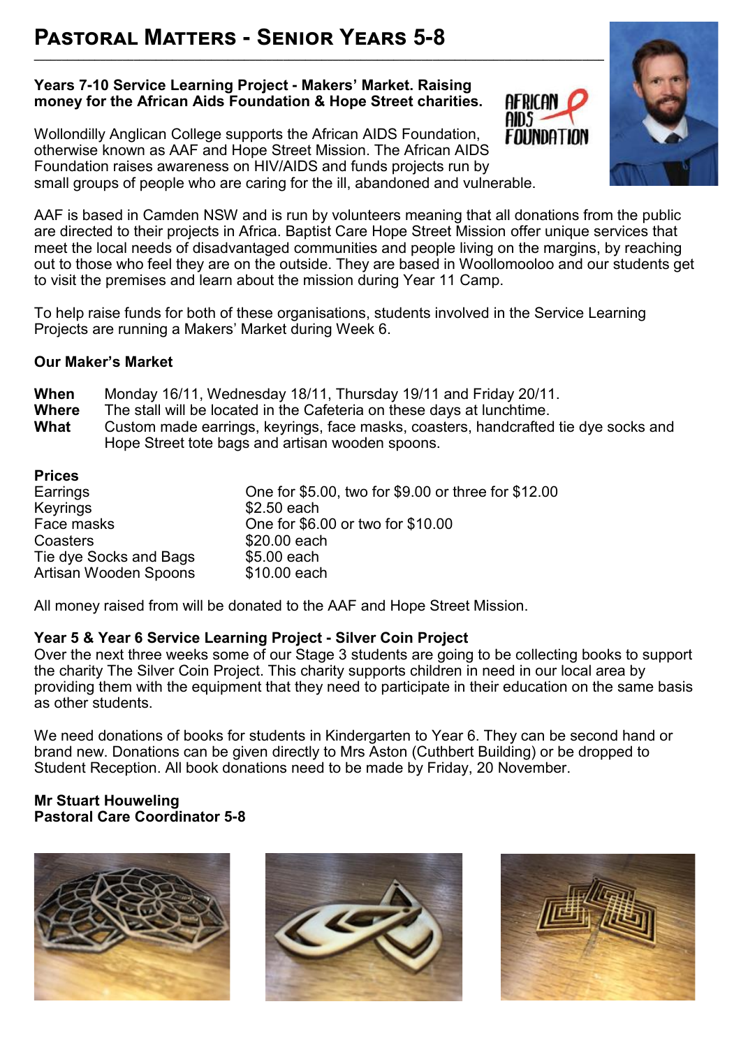# Pastoral Matters - Senior Years 5-8

**Years 7-10 Service Learning Project - Makers' Market. Raising money for the African Aids Foundation & Hope Street charities.**

Wollondilly Anglican College supports the African AIDS Foundation, otherwise known as AAF and Hope Street Mission. The African AIDS Foundation raises awareness on HIV/AIDS and funds projects run by small groups of people who are caring for the ill, abandoned and vulnerable.

AAF is based in Camden NSW and is run by volunteers meaning that all donations from the public are directed to their projects in Africa. Baptist Care Hope Street Mission offer unique services that meet the local needs of disadvantaged communities and people living on the margins, by reaching out to those who feel they are on the outside. They are based in Woollomooloo and our students get to visit the premises and learn about the mission during Year 11 Camp.

To help raise funds for both of these organisations, students involved in the Service Learning Projects are running a Makers' Market during Week 6.

**Our Maker's Market**

**When** Monday 16/11, Wednesday 18/11, Thursday 19/11 and Friday 20/11.
**Where** The stall will be located in the Cafeteria on these days at lunchtime.
**What** Custom made earrings, keyrings, face masks, coasters, handcrafted tie dye socks and Hope Street tote bags and artisan wooden spoons.

**Prices**

| | |
|---|---|
| Earrings | One for \$5.00, two for \$9.00 or three for \$12.00 |
| Keyrings | \$2.50 each |
| Face masks | One for \$6.00 or two for \$10.00 |
| Coasters | \$20.00 each |
| Tie dye Socks and Bags | \$5.00 each |
| Artisan Wooden Spoons | \$10.00 each |

All money raised from will be donated to the AAF and Hope Street Mission.

**Year 5 & Year 6 Service Learning Project - Silver Coin Project**
Over the next three weeks some of our Stage 3 students are going to be collecting books to support the charity The Silver Coin Project. This charity supports children in need in our local area by providing them with the equipment that they need to participate in their education on the same basis as other students.

We need donations of books for students in Kindergarten to Year 6. They can be second hand or brand new. Donations can be given directly to Mrs Aston (Cuthbert Building) or be dropped to Student Reception. All book donations need to be made by Friday, 20 November.

**Mr Stuart Houweling**
**Pastoral Care Coordinator 5-8**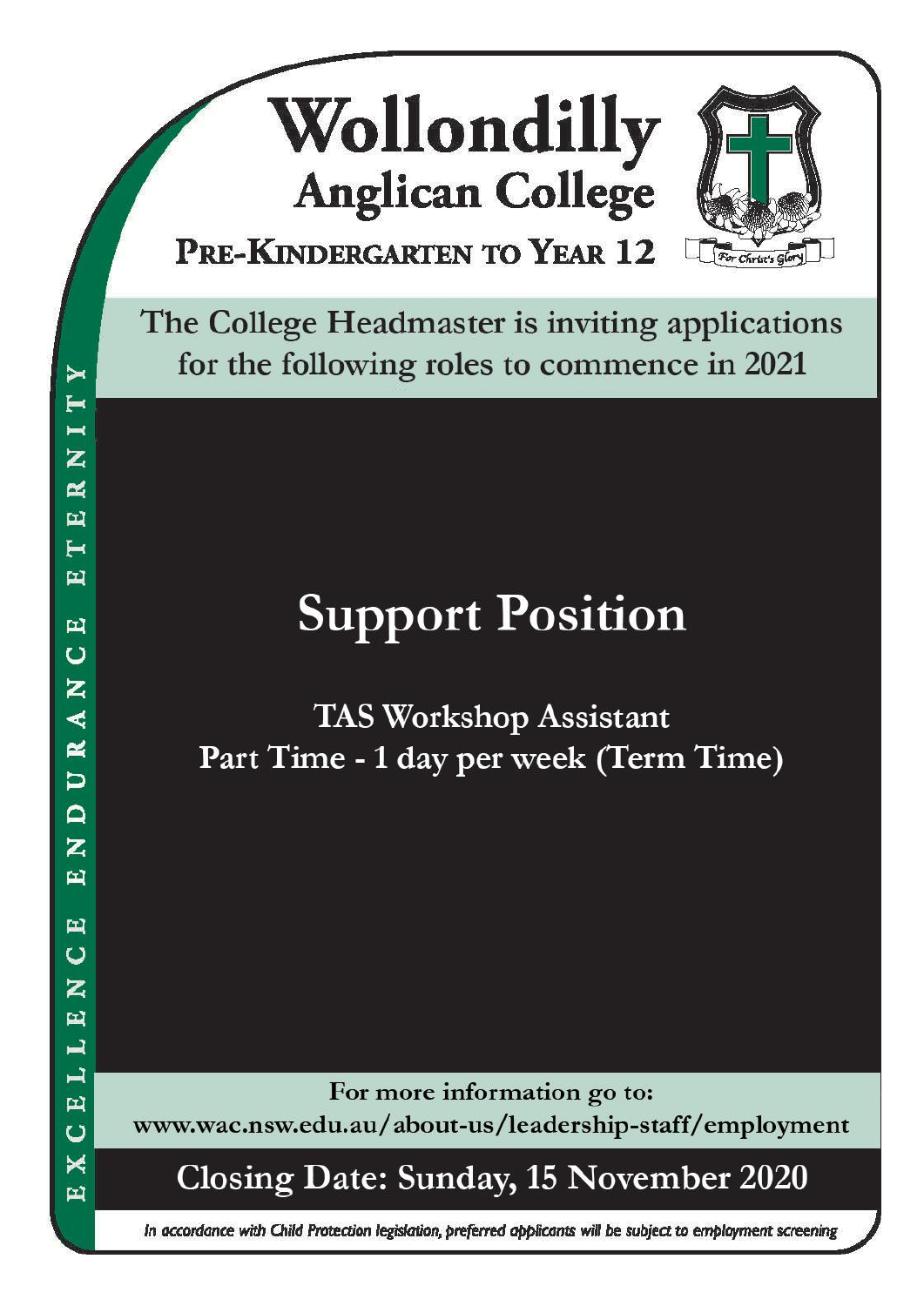# Wollondilly Anglican College

## Pre-Kindergarten to Year 12

For Christ's Glory

EXCELLENCE ENDURANCE ETERNITY

The College Headmaster is inviting applications for the following roles to commence in 2021

## Support Position

**TAS Workshop Assistant**
**Part Time - 1 day per week (Term Time)**

For more information go to:
www.wac.nsw.edu.au/about-us/leadership-staff/employment

**Closing Date: Sunday, 15 November 2020**

*In accordance with Child Protection legislation, preferred applicants will be subject to employment screening*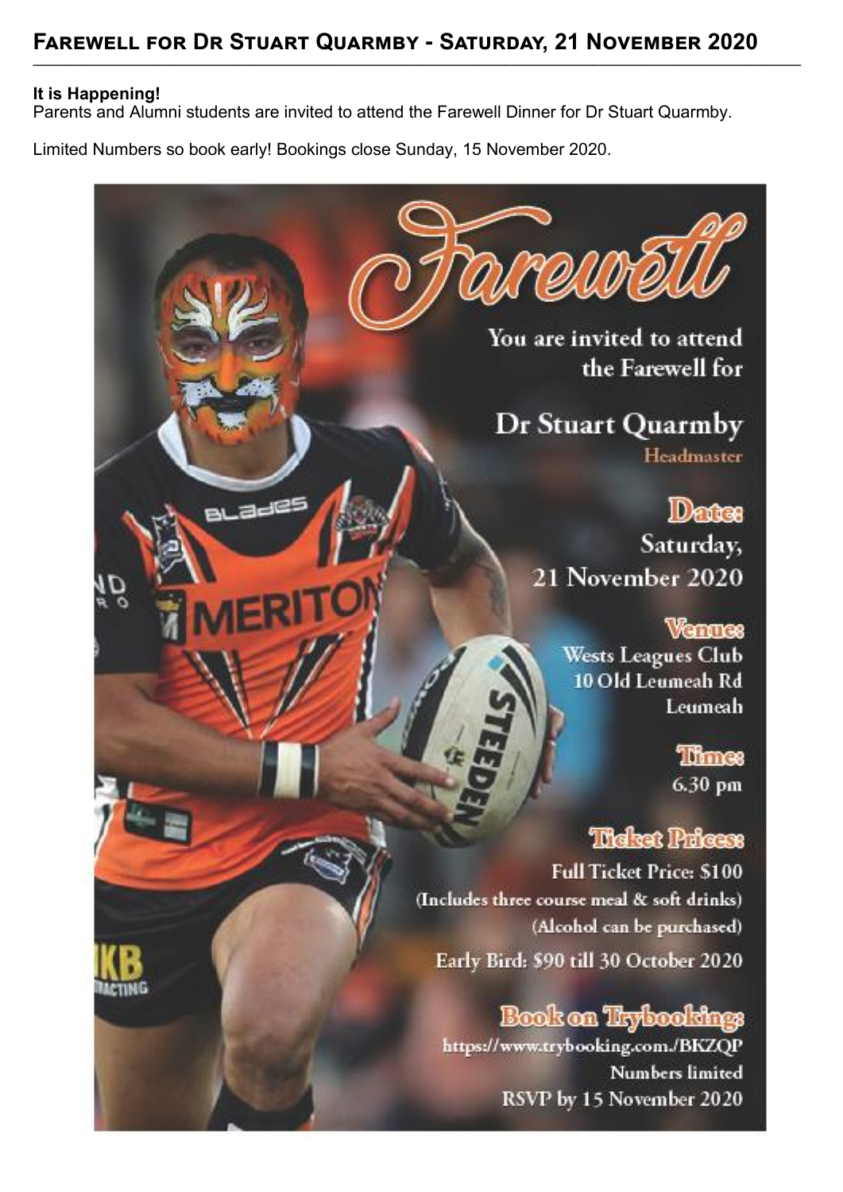## Farewell for Dr Stuart Quarmby - Saturday, 21 November 2020

**It is Happening!**
Parents and Alumni students are invited to attend the Farewell Dinner for Dr Stuart Quarmby.

Limited Numbers so book early! Bookings close Sunday, 15 November 2020.

# Farewell

You are invited to attend the Farewell for

## Dr Stuart Quarmby

Headmaster

**Date:**
Saturday, 21 November 2020

**Venue:**
Wests Leagues Club
10 Old Leumeah Rd
Leumeah

**Time:**
6.30 pm

**Ticket Prices:**
Full Ticket Price: $100
(Includes three course meal & soft drinks)
(Alcohol can be purchased)
Early Bird: $90 till 30 October 2020

**Book on Trybooking:**
https://www.trybooking.com./BKZQP
Numbers limited
RSVP by 15 November 2020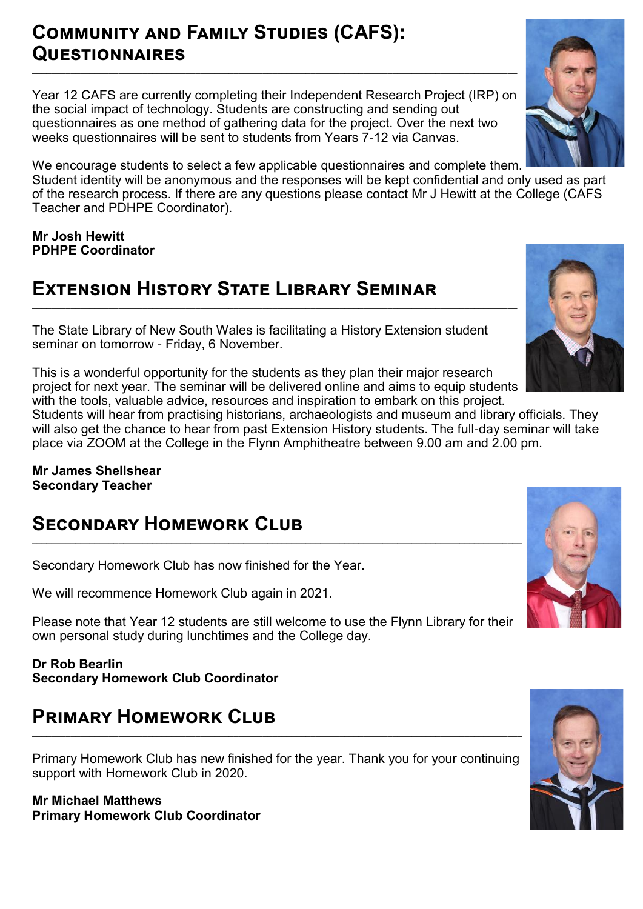## Community and Family Studies (CAFS): Questionnaires

Year 12 CAFS are currently completing their Independent Research Project (IRP) on the social impact of technology. Students are constructing and sending out questionnaires as one method of gathering data for the project. Over the next two weeks questionnaires will be sent to students from Years 7-12 via Canvas.

We encourage students to select a few applicable questionnaires and complete them. Student identity will be anonymous and the responses will be kept confidential and only used as part of the research process. If there are any questions please contact Mr J Hewitt at the College (CAFS Teacher and PDHPE Coordinator).

**Mr Josh Hewitt**
**PDHPE Coordinator**

## Extension History State Library Seminar

The State Library of New South Wales is facilitating a History Extension student seminar on tomorrow - Friday, 6 November.

This is a wonderful opportunity for the students as they plan their major research project for next year. The seminar will be delivered online and aims to equip students with the tools, valuable advice, resources and inspiration to embark on this project. Students will hear from practising historians, archaeologists and museum and library officials. They will also get the chance to hear from past Extension History students. The full-day seminar will take place via ZOOM at the College in the Flynn Amphitheatre between 9.00 am and 2.00 pm.

**Mr James Shellshear**
**Secondary Teacher**

## Secondary Homework Club

Secondary Homework Club has now finished for the Year.

We will recommence Homework Club again in 2021.

Please note that Year 12 students are still welcome to use the Flynn Library for their own personal study during lunchtimes and the College day.

**Dr Rob Bearlin**
**Secondary Homework Club Coordinator**

## Primary Homework Club

Primary Homework Club has new finished for the year. Thank you for your continuing support with Homework Club in 2020.

**Mr Michael Matthews**
**Primary Homework Club Coordinator**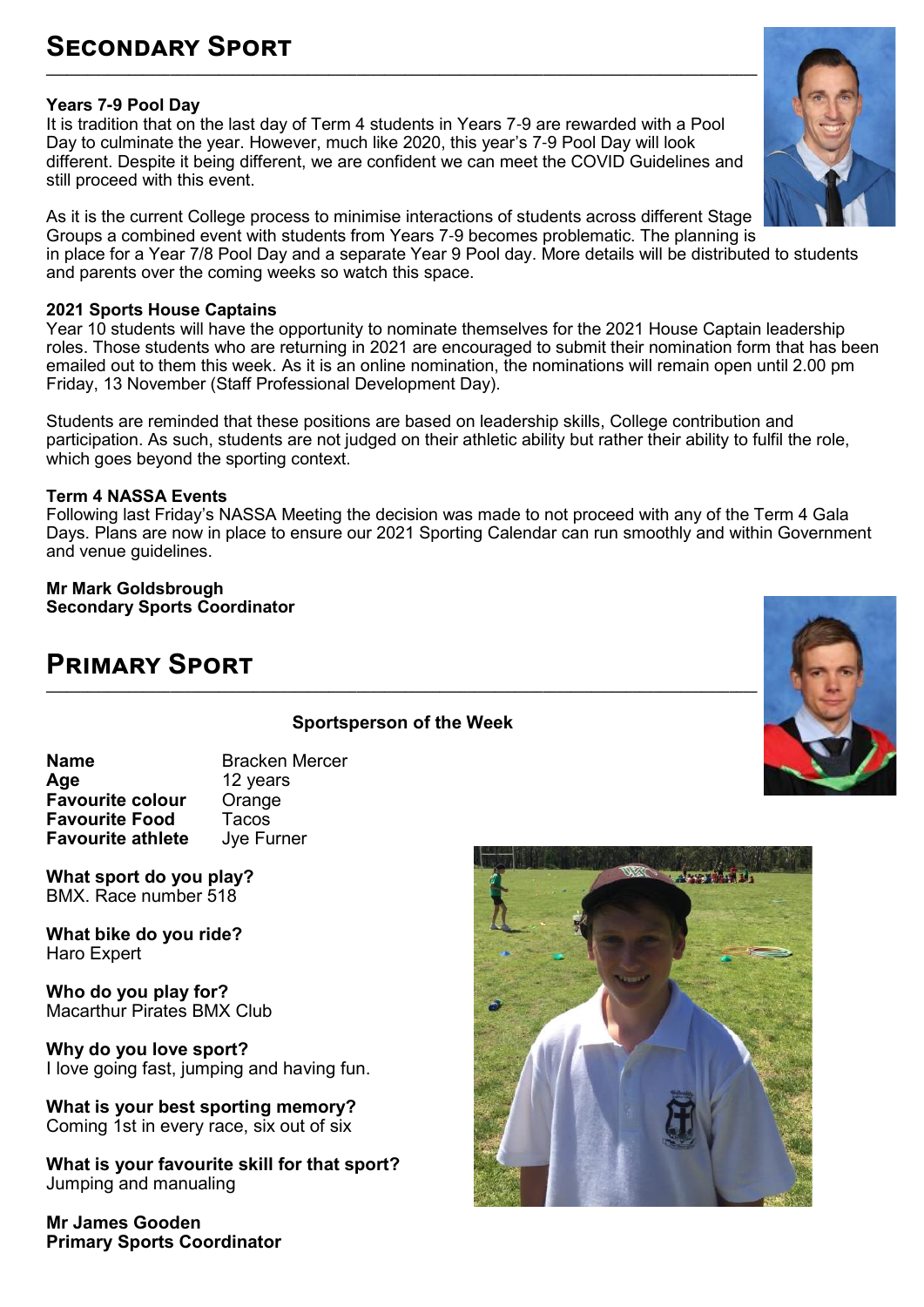# Secondary Sport

### Years 7-9 Pool Day

It is tradition that on the last day of Term 4 students in Years 7-9 are rewarded with a Pool Day to culminate the year. However, much like 2020, this year's 7-9 Pool Day will look different. Despite it being different, we are confident we can meet the COVID Guidelines and still proceed with this event.

As it is the current College process to minimise interactions of students across different Stage Groups a combined event with students from Years 7-9 becomes problematic. The planning is in place for a Year 7/8 Pool Day and a separate Year 9 Pool day. More details will be distributed to students and parents over the coming weeks so watch this space.

### 2021 Sports House Captains

Year 10 students will have the opportunity to nominate themselves for the 2021 House Captain leadership roles. Those students who are returning in 2021 are encouraged to submit their nomination form that has been emailed out to them this week. As it is an online nomination, the nominations will remain open until 2.00 pm Friday, 13 November (Staff Professional Development Day).

Students are reminded that these positions are based on leadership skills, College contribution and participation. As such, students are not judged on their athletic ability but rather their ability to fulfil the role, which goes beyond the sporting context.

### Term 4 NASSA Events

Following last Friday's NASSA Meeting the decision was made to not proceed with any of the Term 4 Gala Days. Plans are now in place to ensure our 2021 Sporting Calendar can run smoothly and within Government and venue guidelines.

**Mr Mark Goldsbrough**
**Secondary Sports Coordinator**

# Primary Sport

### Sportsperson of the Week

| | |
|---|---|
| **Name** | Bracken Mercer |
| **Age** | 12 years |
| **Favourite colour** | Orange |
| **Favourite Food** | Tacos |
| **Favourite athlete** | Jye Furner |

**What sport do you play?**
BMX. Race number 518

**What bike do you ride?**
Haro Expert

**Who do you play for?**
Macarthur Pirates BMX Club

**Why do you love sport?**
I love going fast, jumping and having fun.

**What is your best sporting memory?**
Coming 1st in every race, six out of six

**What is your favourite skill for that sport?**
Jumping and manualing

**Mr James Gooden**
**Primary Sports Coordinator**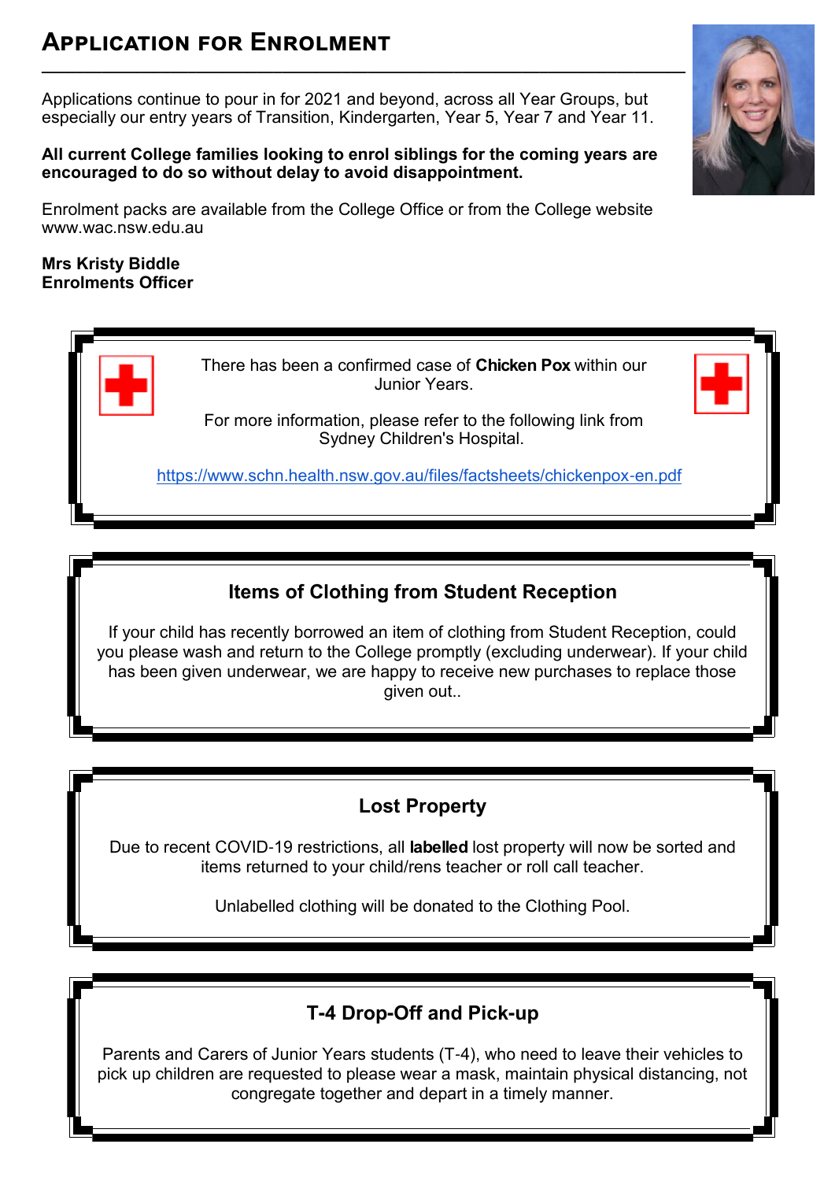## Application for Enrolment

Applications continue to pour in for 2021 and beyond, across all Year Groups, but especially our entry years of Transition, Kindergarten, Year 5, Year 7 and Year 11.

**All current College families looking to enrol siblings for the coming years are encouraged to do so without delay to avoid disappointment.**

Enrolment packs are available from the College Office or from the College website www.wac.nsw.edu.au

**Mrs Kristy Biddle**
**Enrolments Officer**

There has been a confirmed case of **Chicken Pox** within our Junior Years.

For more information, please refer to the following link from Sydney Children's Hospital.

https://www.schn.health.nsw.gov.au/files/factsheets/chickenpox-en.pdf

### Items of Clothing from Student Reception

If your child has recently borrowed an item of clothing from Student Reception, could you please wash and return to the College promptly (excluding underwear). If your child has been given underwear, we are happy to receive new purchases to replace those given out..

### Lost Property

Due to recent COVID-19 restrictions, all **labelled** lost property will now be sorted and items returned to your child/rens teacher or roll call teacher.

Unlabelled clothing will be donated to the Clothing Pool.

### T-4 Drop-Off and Pick-up

Parents and Carers of Junior Years students (T-4), who need to leave their vehicles to pick up children are requested to please wear a mask, maintain physical distancing, not congregate together and depart in a timely manner.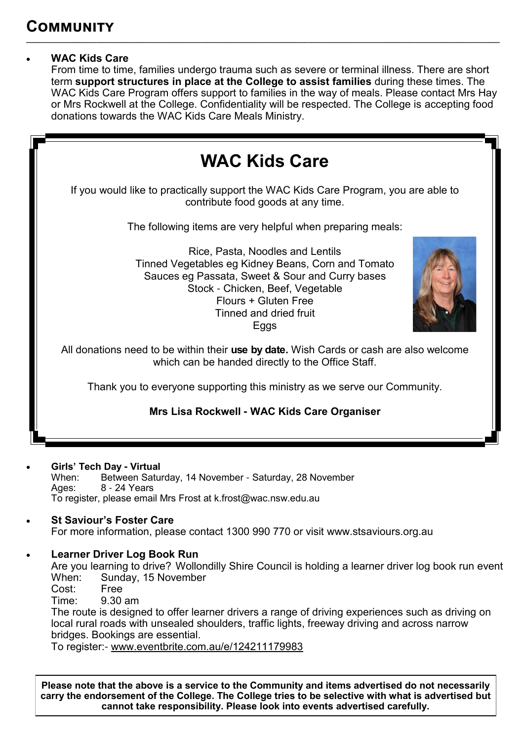## Community

- **WAC Kids Care**
  From time to time, families undergo trauma such as severe or terminal illness. There are short term **support structures in place at the College to assist families** during these times. The WAC Kids Care Program offers support to families in the way of meals. Please contact Mrs Hay or Mrs Rockwell at the College. Confidentiality will be respected. The College is accepting food donations towards the WAC Kids Care Meals Ministry.

---

### WAC Kids Care

If you would like to practically support the WAC Kids Care Program, you are able to contribute food goods at any time.

The following items are very helpful when preparing meals:

Rice, Pasta, Noodles and Lentils
Tinned Vegetables eg Kidney Beans, Corn and Tomato
Sauces eg Passata, Sweet & Sour and Curry bases
Stock - Chicken, Beef, Vegetable
Flours + Gluten Free
Tinned and dried fruit
Eggs

All donations need to be within their **use by date.** Wish Cards or cash are also welcome which can be handed directly to the Office Staff.

Thank you to everyone supporting this ministry as we serve our Community.

**Mrs Lisa Rockwell - WAC Kids Care Organiser**

---

- **Girls' Tech Day - Virtual**
  When: Between Saturday, 14 November - Saturday, 28 November
  Ages: 8 - 24 Years
  To register, please email Mrs Frost at k.frost@wac.nsw.edu.au

- **St Saviour's Foster Care**
  For more information, please contact 1300 990 770 or visit www.stsaviours.org.au

- **Learner Driver Log Book Run**
  Are you learning to drive? Wollondilly Shire Council is holding a learner driver log book run event
  When: Sunday, 15 November
  Cost: Free
  Time: 9.30 am
  The route is designed to offer learner drivers a range of driving experiences such as driving on local rural roads with unsealed shoulders, traffic lights, freeway driving and across narrow bridges. Bookings are essential.
  To register:- www.eventbrite.com.au/e/124211179983

**Please note that the above is a service to the Community and items advertised do not necessarily carry the endorsement of the College. The College tries to be selective with what is advertised but cannot take responsibility. Please look into events advertised carefully.**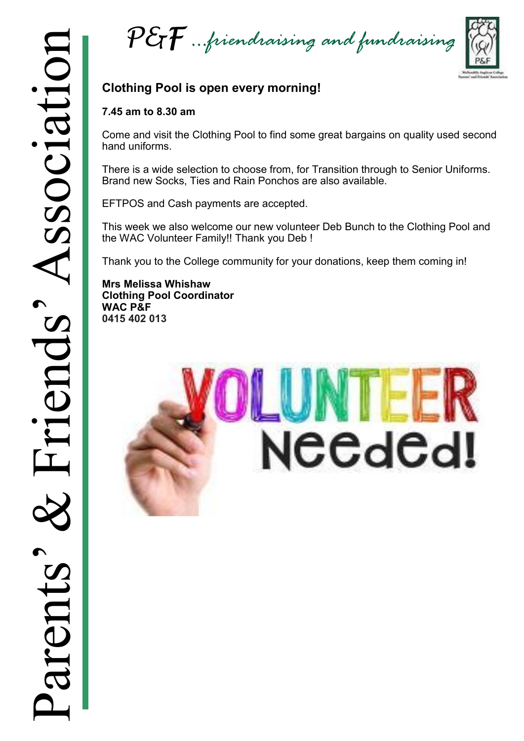*P&F ...friendraising and fundraising*

## Clothing Pool is open every morning!

**7.45 am to 8.30 am**

Come and visit the Clothing Pool to find some great bargains on quality used second hand uniforms.

There is a wide selection to choose from, for Transition through to Senior Uniforms. Brand new Socks, Ties and Rain Ponchos are also available.

EFTPOS and Cash payments are accepted.

This week we also welcome our new volunteer Deb Bunch to the Clothing Pool and the WAC Volunteer Family!! Thank you Deb !

Thank you to the College community for your donations, keep them coming in!

**Mrs Melissa Whishaw**
**Clothing Pool Coordinator**
**WAC P&F**
**0415 402 013**

VOLUNTEER Needed!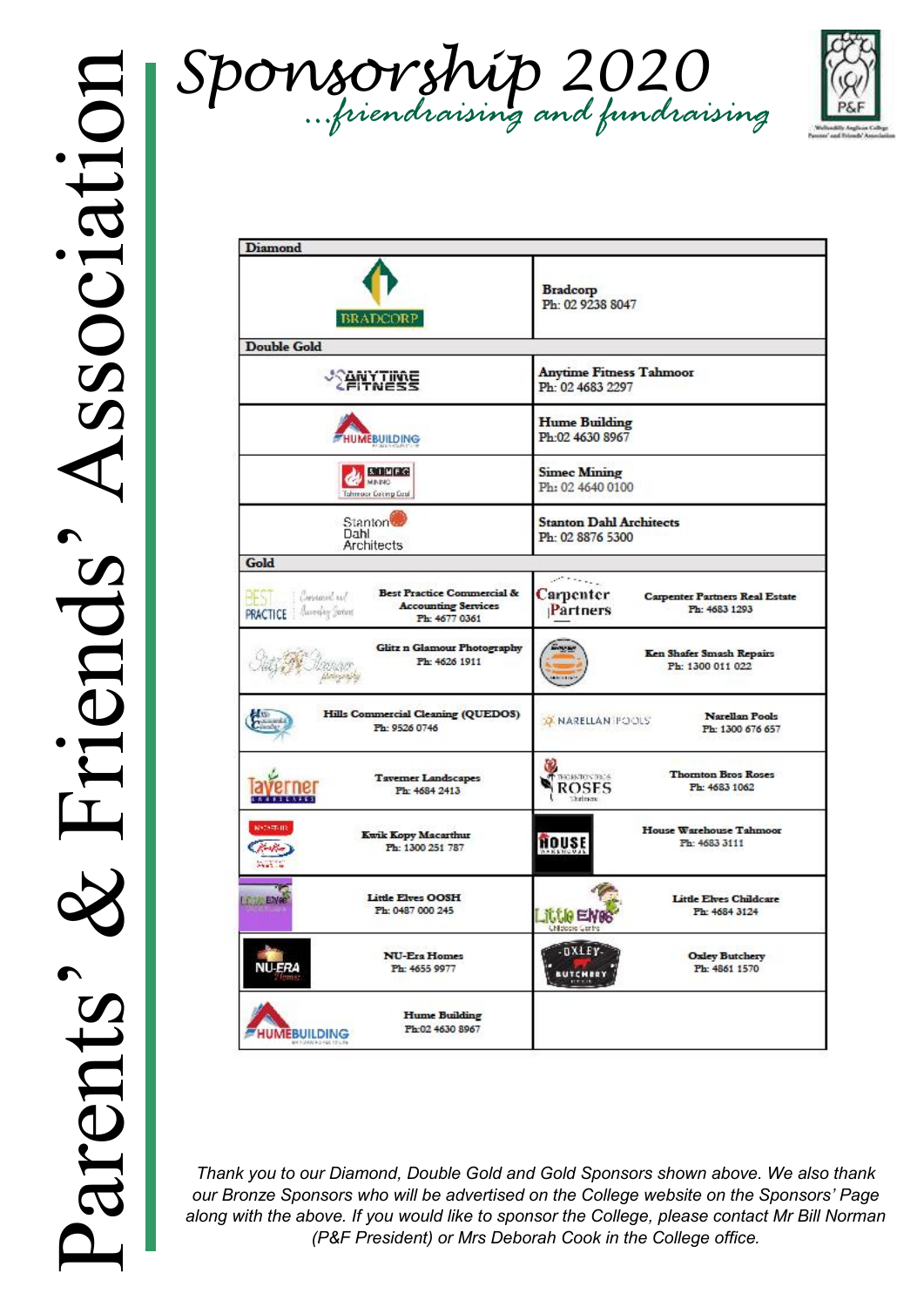# Parents' & Friends' Association

# Sponsorship 2020

*...friendraising and fundraising*

| Diamond | |
|---|---|
| BRADCORP | Bradcorp<br>Ph: 02 9238 8047 |
| **Double Gold** | |
| ANYTIME FITNESS | Anytime Fitness Tahmoor<br>Ph: 02 4683 2297 |
| HUMEBUILDING | Hume Building<br>Ph:02 4630 8967 |
| SIMEC MINING Tahmoor Coking Coal | Simec Mining<br>Ph: 02 4640 0100 |
| Stanton Dahl Architects | Stanton Dahl Architects<br>Ph: 02 8876 5300 |
| **Gold** | |
| Best Practice Commercial & Accounting Services<br>Ph: 4677 0361 | Carpenter Partners Real Estate<br>Ph: 4683 1293 |
| Glitz n Glamour Photography<br>Ph: 4626 1911 | Ken Shafer Smash Repairs<br>Ph: 1300 011 022 |
| Hills Commercial Cleaning (QUEDOS)<br>Ph: 9526 0746 | Narellan Pools<br>Ph: 1300 676 657 |
| Taverner Landscapes<br>Ph: 4684 2413 | Thornton Bros Roses<br>Ph: 4683 1062 |
| Kwik Kopy Macarthur<br>Ph: 1300 251 787 | House Warehouse Tahmoor<br>Ph: 4683 3111 |
| Little Elves OOSH<br>Ph: 0487 000 245 | Little Elves Childcare<br>Ph: 4684 3124 |
| NU-Era Homes<br>Ph: 4655 9977 | Oxley Butchery<br>Ph: 4861 1570 |
| Hume Building<br>Ph:02 4630 8967 | |

*Thank you to our Diamond, Double Gold and Gold Sponsors shown above. We also thank our Bronze Sponsors who will be advertised on the College website on the Sponsors' Page along with the above. If you would like to sponsor the College, please contact Mr Bill Norman (P&F President) or Mrs Deborah Cook in the College office.*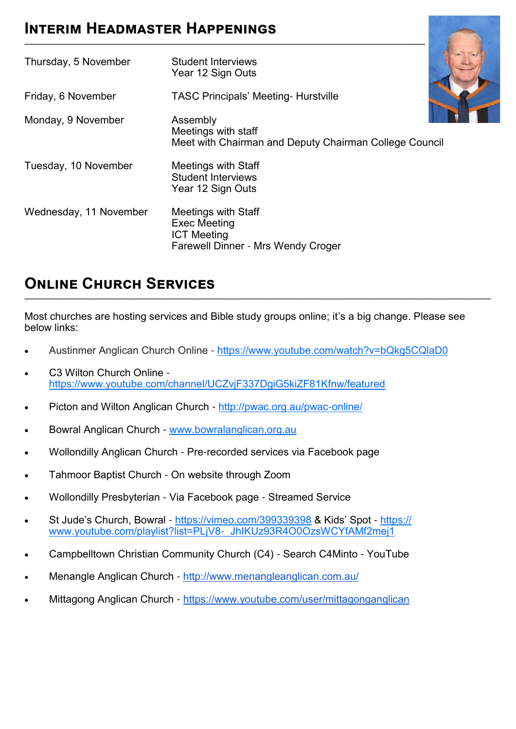## Interim Headmaster Happenings

| | |
|---|---|
| Thursday, 5 November | Student Interviews<br>Year 12 Sign Outs |
| Friday, 6 November | TASC Principals' Meeting- Hurstville |
| Monday, 9 November | Assembly<br>Meetings with staff<br>Meet with Chairman and Deputy Chairman College Council |
| Tuesday, 10 November | Meetings with Staff<br>Student Interviews<br>Year 12 Sign Outs |
| Wednesday, 11 November | Meetings with Staff<br>Exec Meeting<br>ICT Meeting<br>Farewell Dinner - Mrs Wendy Croger |

## Online Church Services

Most churches are hosting services and Bible study groups online; it's a big change. Please see below links:

- Austinmer Anglican Church Online - https://www.youtube.com/watch?v=bQkg5CQlaD0
- C3 Wilton Church Online - https://www.youtube.com/channel/UCZvjF337DgiG5kiZF81Kfnw/featured
- Picton and Wilton Anglican Church - http://pwac.org.au/pwac-online/
- Bowral Anglican Church - www.bowralanglican.org.au
- Wollondilly Anglican Church - Pre-recorded services via Facebook page
- Tahmoor Baptist Church - On website through Zoom
- Wollondilly Presbyterian - Via Facebook page - Streamed Service
- St Jude's Church, Bowral - https://vimeo.com/399339398 & Kids' Spot - https://www.youtube.com/playlist?list=PLjV8-_JhIKUz93R4O0OzsWCYfAMf2mej1
- Campbelltown Christian Community Church (C4) - Search C4Minto - YouTube
- Menangle Anglican Church - http://www.menangleanglican.com.au/
- Mittagong Anglican Church - https://www.youtube.com/user/mittagonganglican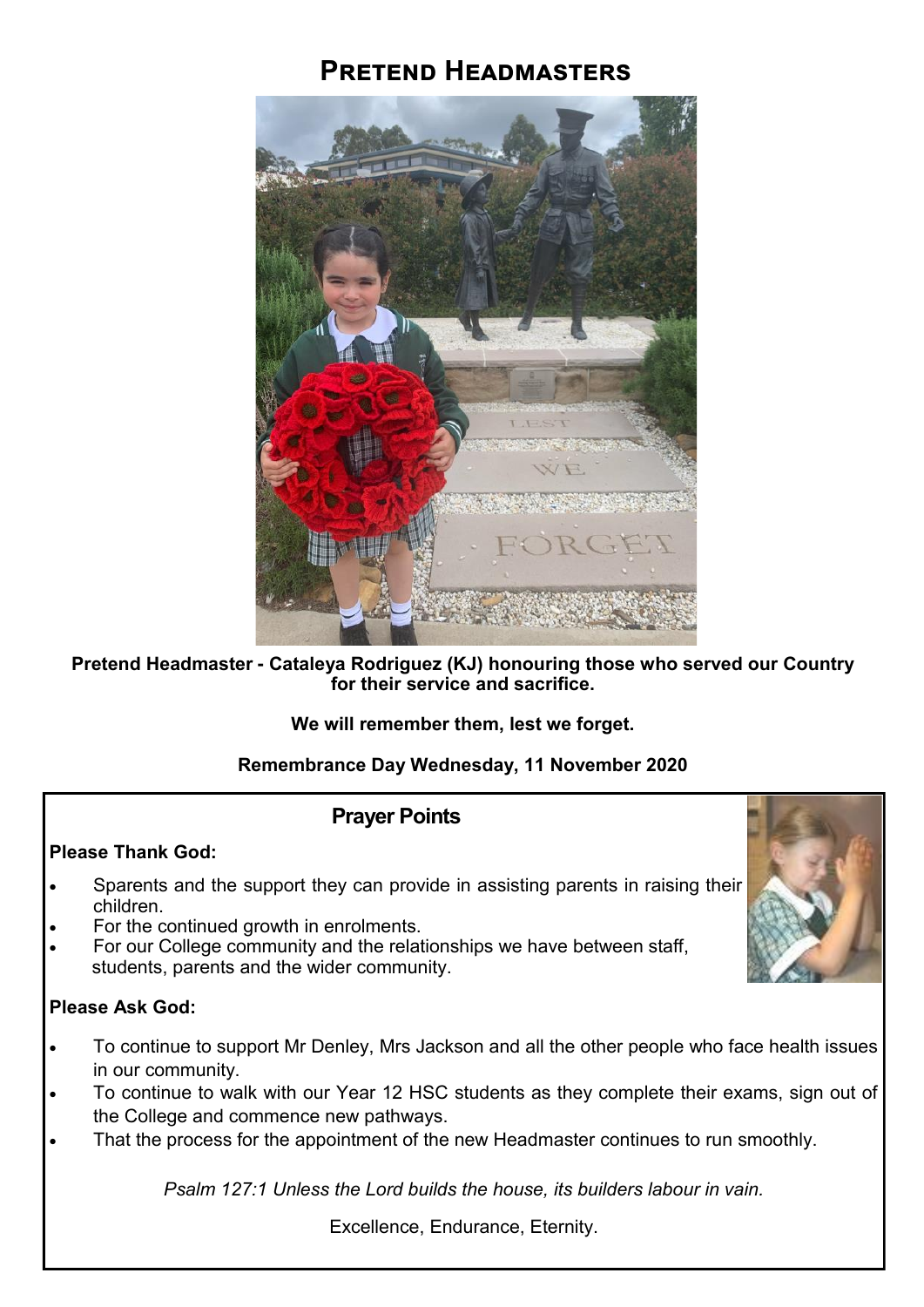# Pretend Headmasters

**Pretend Headmaster - Cataleya Rodriguez (KJ) honouring those who served our Country for their service and sacrifice.**

**We will remember them, lest we forget.**

**Remembrance Day Wednesday, 11 November 2020**

## Prayer Points

**Please Thank God:**

- Sparents and the support they can provide in assisting parents in raising their children.
- For the continued growth in enrolments.
- For our College community and the relationships we have between staff, students, parents and the wider community.

**Please Ask God:**

- To continue to support Mr Denley, Mrs Jackson and all the other people who face health issues in our community.
- To continue to walk with our Year 12 HSC students as they complete their exams, sign out of the College and commence new pathways.
- That the process for the appointment of the new Headmaster continues to run smoothly.

*Psalm 127:1 Unless the Lord builds the house, its builders labour in vain.*

Excellence, Endurance, Eternity.